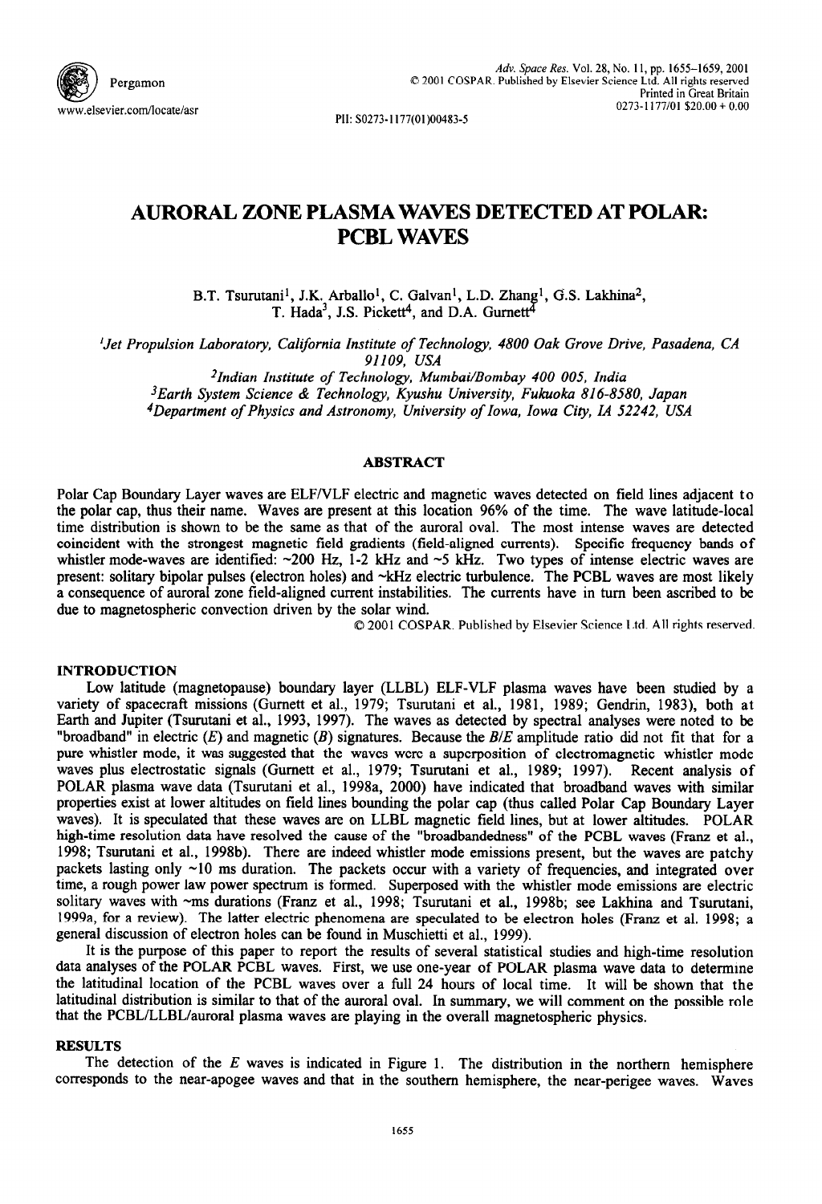# AURORAL ZONE PLASMA WAVES DETECTED AT POLAR: PCBL WAVES

B.T. Tsurutani[1], J.K. Arballo[1], C. Galvan[1], L.D. Zhang[1], G.S. Lakhina[2], T. Hada[3], J.S. Pickett[4], and D.A. Gurnett[4]

[1]*Jet Propulsion Laboratory, California Institute of Technology, 4800 Oak Grove Drive, Pasadena, CA 91109, USA*

[2]*Indian Institute of Technology, Mumbai/Bombay 400 005, India*

[3]*Earth System Science & Technology, Kyushu University, Fukuoka 816-8580, Japan*

[4]*Department of Physics and Astronomy, University of Iowa, Iowa City, IA 52242, USA*

## ABSTRACT

Polar Cap Boundary Layer waves are ELF/VLF electric and magnetic waves detected on field lines adjacent to the polar cap, thus their name. Waves are present at this location 96% of the time. The wave latitude-local time distribution is shown to be the same as that of the auroral oval. The most intense waves are detected coincident with the strongest magnetic field gradients (field-aligned currents). Specific frequency bands of whistler mode-waves are identified: ~200 Hz, 1-2 kHz and ~5 kHz. Two types of intense electric waves are present: solitary bipolar pulses (electron holes) and ~kHz electric turbulence. The PCBL waves are most likely a consequence of auroral zone field-aligned current instabilities. The currents have in turn been ascribed to be due to magnetospheric convection driven by the solar wind.

© 2001 COSPAR. Published by Elsevier Science Ltd. All rights reserved.

## INTRODUCTION

Low latitude (magnetopause) boundary layer (LLBL) ELF-VLF plasma waves have been studied by a variety of spacecraft missions (Gurnett et al., 1979; Tsurutani et al., 1981, 1989; Gendrin, 1983), both at Earth and Jupiter (Tsurutani et al., 1993, 1997). The waves as detected by spectral analyses were noted to be "broadband" in electric ($E$) and magnetic ($B$) signatures. Because the $B/E$ amplitude ratio did not fit that for a pure whistler mode, it was suggested that the waves were a superposition of electromagnetic whistler mode waves plus electrostatic signals (Gurnett et al., 1979; Tsurutani et al., 1989; 1997). Recent analysis of POLAR plasma wave data (Tsurutani et al., 1998a, 2000) have indicated that broadband waves with similar properties exist at lower altitudes on field lines bounding the polar cap (thus called Polar Cap Boundary Layer waves). It is speculated that these waves are on LLBL magnetic field lines, but at lower altitudes. POLAR high-time resolution data have resolved the cause of the "broadbandedness" of the PCBL waves (Franz et al., 1998; Tsurutani et al., 1998b). There are indeed whistler mode emissions present, but the waves are patchy packets lasting only ~10 ms duration. The packets occur with a variety of frequencies, and integrated over time, a rough power law power spectrum is formed. Superposed with the whistler mode emissions are electric solitary waves with ~ms durations (Franz et al., 1998; Tsurutani et al., 1998b; see Lakhina and Tsurutani, 1999a, for a review). The latter electric phenomena are speculated to be electron holes (Franz et al. 1998; a general discussion of electron holes can be found in Muschietti et al., 1999).

It is the purpose of this paper to report the results of several statistical studies and high-time resolution data analyses of the POLAR PCBL waves. First, we use one-year of POLAR plasma wave data to determine the latitudinal location of the PCBL waves over a full 24 hours of local time. It will be shown that the latitudinal distribution is similar to that of the auroral oval. In summary, we will comment on the possible role that the PCBL/LLBL/auroral plasma waves are playing in the overall magnetospheric physics.

## RESULTS

The detection of the $E$ waves is indicated in Figure 1. The distribution in the northern hemisphere corresponds to the near-apogee waves and that in the southern hemisphere, the near-perigee waves. Waves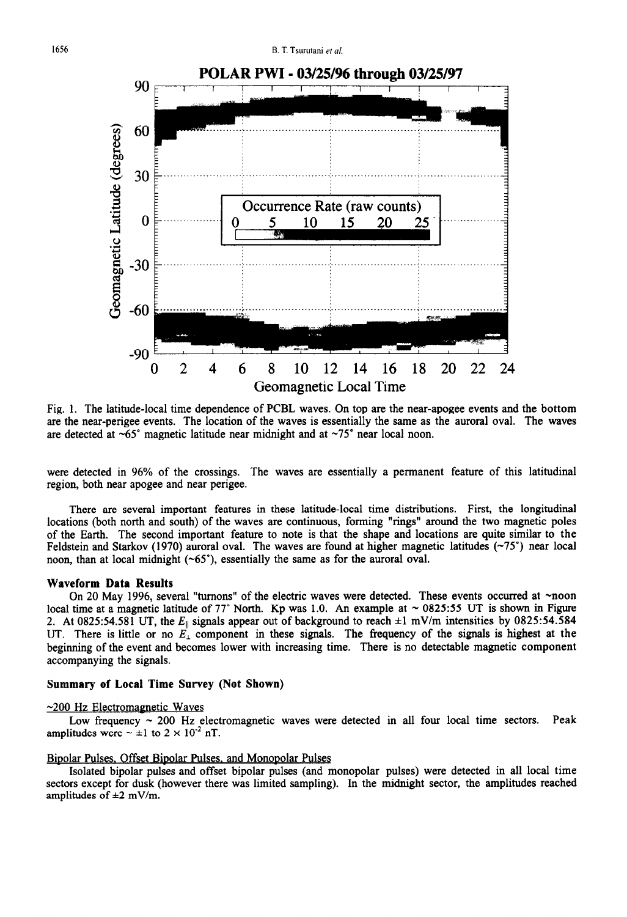Fig. 1. The latitude-local time dependence of PCBL waves. On top are the near-apogee events and the bottom are the near-perigee events. The location of the waves is essentially the same as the auroral oval. The waves are detected at ~65° magnetic latitude near midnight and at ~75° near local noon.

were detected in 96% of the crossings. The waves are essentially a permanent feature of this latitudinal region, both near apogee and near perigee.

There are several important features in these latitude-local time distributions. First, the longitudinal locations (both north and south) of the waves are continuous, forming "rings" around the two magnetic poles of the Earth. The second important feature to note is that the shape and locations are quite similar to the Feldstein and Starkov (1970) auroral oval. The waves are found at higher magnetic latitudes (~75°) near local noon, than at local midnight (~65°), essentially the same as for the auroral oval.

### Waveform Data Results

On 20 May 1996, several "turnons" of the electric waves were detected. These events occurred at ~noon local time at a magnetic latitude of 77° North. Kp was 1.0. An example at ~ 0825:55 UT is shown in Figure 2. At 0825:54.581 UT, the $E_{\|}$ signals appear out of background to reach ±1 mV/m intensities by 0825:54.584 UT. There is little or no $E_{\perp}$ component in these signals. The frequency of the signals is highest at the beginning of the event and becomes lower with increasing time. There is no detectable magnetic component accompanying the signals.

### Summary of Local Time Survey (Not Shown)

~200 Hz Electromagnetic Waves

Low frequency ~ 200 Hz electromagnetic waves were detected in all four local time sectors. Peak amplitudes were ~ ±1 to $2 \times 10^{-2}$ nT.

Bipolar Pulses, Offset Bipolar Pulses, and Monopolar Pulses

Isolated bipolar pulses and offset bipolar pulses (and monopolar pulses) were detected in all local time sectors except for dusk (however there was limited sampling). In the midnight sector, the amplitudes reached amplitudes of ±2 mV/m.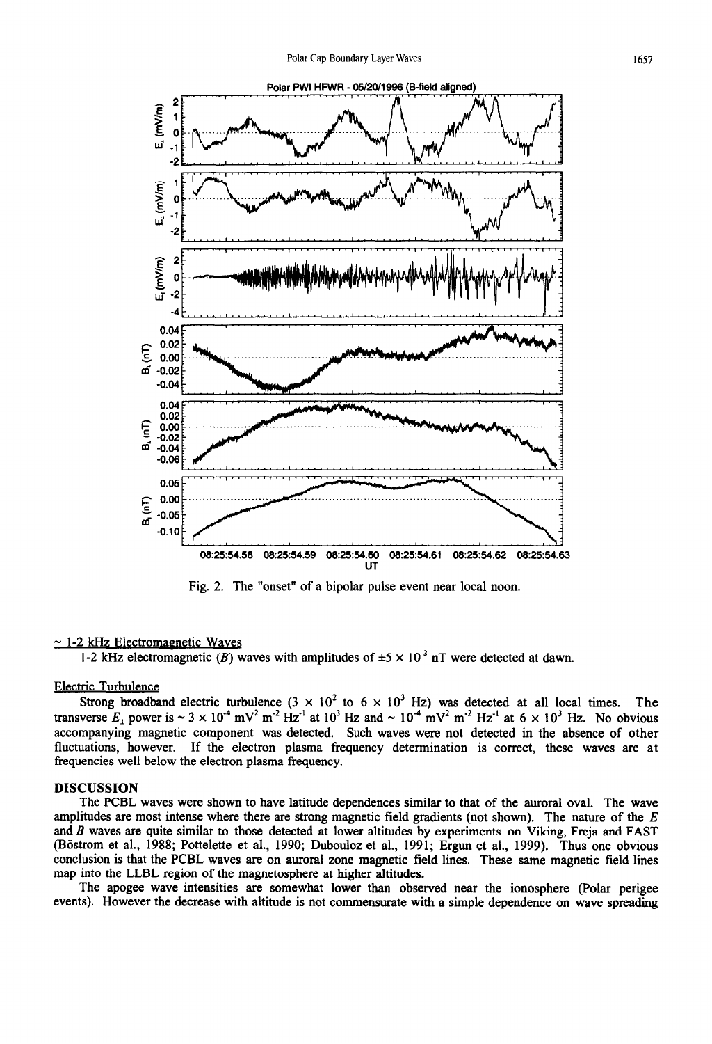Fig. 2. The "onset" of a bipolar pulse event near local noon.

~ 1-2 kHz Electromagnetic Waves

1-2 kHz electromagnetic ($B$) waves with amplitudes of $\pm 5 \times 10^{-3}$ nT were detected at dawn.

Electric Turbulence

Strong broadband electric turbulence ($3 \times 10^{2}$ to $6 \times 10^{3}$ Hz) was detected at all local times. The transverse $E_{\perp}$ power is $\sim 3 \times 10^{-4}$ mV$^{2}$ m$^{-2}$ Hz$^{-1}$ at $10^{3}$ Hz and $\sim 10^{-4}$ mV$^{2}$ m$^{-2}$ Hz$^{-1}$ at $6 \times 10^{3}$ Hz. No obvious accompanying magnetic component was detected. Such waves were not detected in the absence of other fluctuations, however. If the electron plasma frequency determination is correct, these waves are at frequencies well below the electron plasma frequency.

## DISCUSSION

The PCBL waves were shown to have latitude dependences similar to that of the auroral oval. The wave amplitudes are most intense where there are strong magnetic field gradients (not shown). The nature of the $E$ and $B$ waves are quite similar to those detected at lower altitudes by experiments on Viking, Freja and FAST (Böstrom et al., 1988; Pottelette et al., 1990; Dubouloz et al., 1991; Ergun et al., 1999). Thus one obvious conclusion is that the PCBL waves are on auroral zone magnetic field lines. These same magnetic field lines map into the LLBL region of the magnetosphere at higher altitudes.

The apogee wave intensities are somewhat lower than observed near the ionosphere (Polar perigee events). However the decrease with altitude is not commensurate with a simple dependence on wave spreading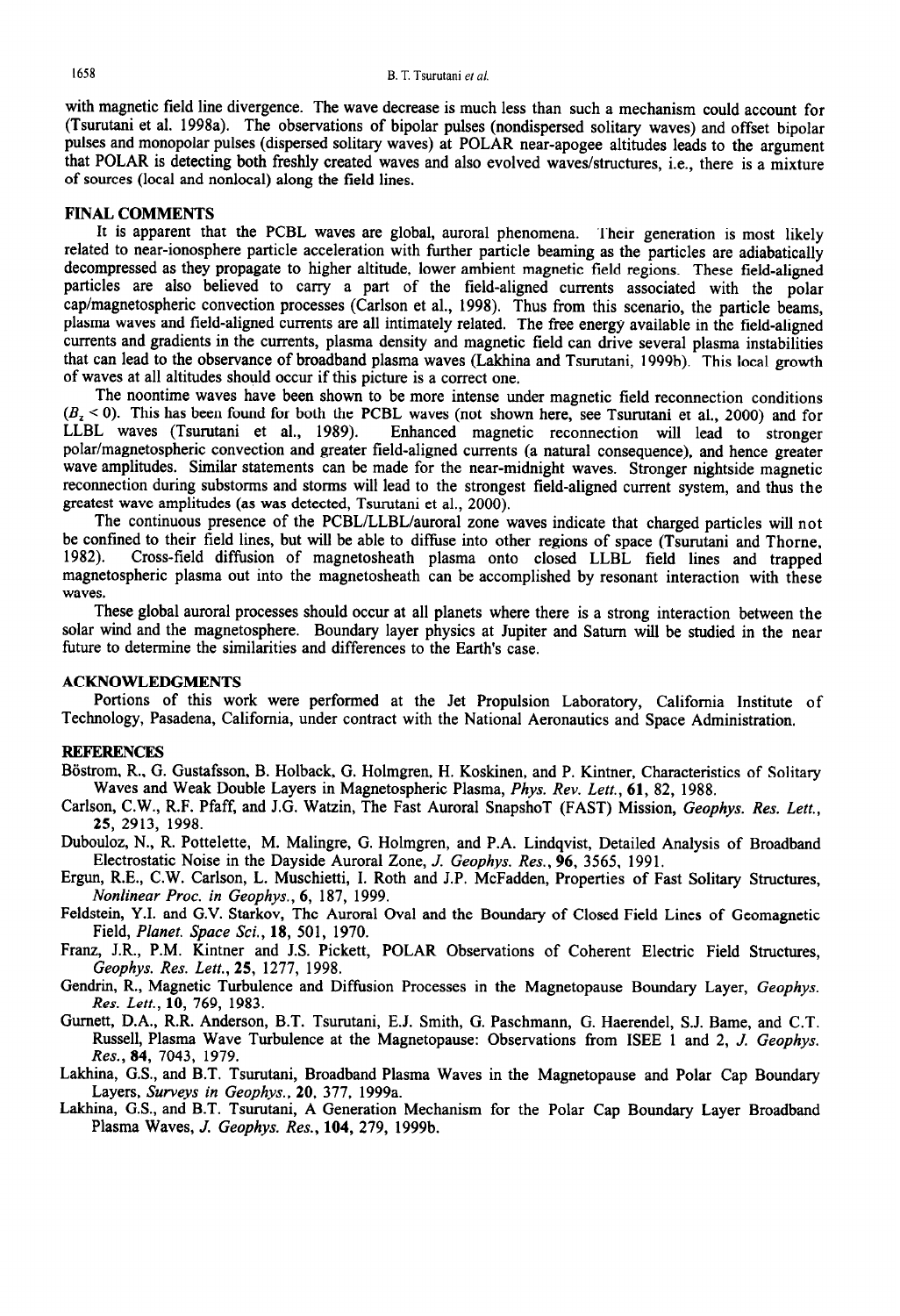with magnetic field line divergence. The wave decrease is much less than such a mechanism could account for (Tsurutani et al. 1998a). The observations of bipolar pulses (nondispersed solitary waves) and offset bipolar pulses and monopolar pulses (dispersed solitary waves) at POLAR near-apogee altitudes leads to the argument that POLAR is detecting both freshly created waves and also evolved waves/structures, i.e., there is a mixture of sources (local and nonlocal) along the field lines.

## FINAL COMMENTS

It is apparent that the PCBL waves are global, auroral phenomena. Their generation is most likely related to near-ionosphere particle acceleration with further particle beaming as the particles are adiabatically decompressed as they propagate to higher altitude, lower ambient magnetic field regions. These field-aligned particles are also believed to carry a part of the field-aligned currents associated with the polar cap/magnetospheric convection processes (Carlson et al., 1998). Thus from this scenario, the particle beams, plasma waves and field-aligned currents are all intimately related. The free energy available in the field-aligned currents and gradients in the currents, plasma density and magnetic field can drive several plasma instabilities that can lead to the observance of broadband plasma waves (Lakhina and Tsurutani, 1999b). This local growth of waves at all altitudes should occur if this picture is a correct one.

The noontime waves have been shown to be more intense under magnetic field reconnection conditions ($B_z < 0$). This has been found for both the PCBL waves (not shown here, see Tsurutani et al., 2000) and for LLBL waves (Tsurutani et al., 1989). Enhanced magnetic reconnection will lead to stronger polar/magnetospheric convection and greater field-aligned currents (a natural consequence), and hence greater wave amplitudes. Similar statements can be made for the near-midnight waves. Stronger nightside magnetic reconnection during substorms and storms will lead to the strongest field-aligned current system, and thus the greatest wave amplitudes (as was detected, Tsurutani et al., 2000).

The continuous presence of the PCBL/LLBL/auroral zone waves indicate that charged particles will not be confined to their field lines, but will be able to diffuse into other regions of space (Tsurutani and Thorne, 1982). Cross-field diffusion of magnetosheath plasma onto closed LLBL field lines and trapped magnetospheric plasma out into the magnetosheath can be accomplished by resonant interaction with these waves.

These global auroral processes should occur at all planets where there is a strong interaction between the solar wind and the magnetosphere. Boundary layer physics at Jupiter and Saturn will be studied in the near future to determine the similarities and differences to the Earth's case.

## ACKNOWLEDGMENTS

Portions of this work were performed at the Jet Propulsion Laboratory, California Institute of Technology, Pasadena, California, under contract with the National Aeronautics and Space Administration.

## REFERENCES

Böstrom, R., G. Gustafsson, B. Holback, G. Holmgren, H. Koskinen, and P. Kintner, Characteristics of Solitary Waves and Weak Double Layers in Magnetospheric Plasma, *Phys. Rev. Lett.*, **61**, 82, 1988.

Carlson, C.W., R.F. Pfaff, and J.G. Watzin, The Fast Auroral SnapshoT (FAST) Mission, *Geophys. Res. Lett.*, **25**, 2913, 1998.

Dubouloz, N., R. Pottelette, M. Malingre, G. Holmgren, and P.A. Lindqvist, Detailed Analysis of Broadband Electrostatic Noise in the Dayside Auroral Zone, *J. Geophys. Res.*, **96**, 3565, 1991.

Ergun, R.E., C.W. Carlson, L. Muschietti, I. Roth and J.P. McFadden, Properties of Fast Solitary Structures, *Nonlinear Proc. in Geophys.*, **6**, 187, 1999.

Feldstein, Y.I. and G.V. Starkov, The Auroral Oval and the Boundary of Closed Field Lines of Geomagnetic Field, *Planet. Space Sci.*, **18**, 501, 1970.

Franz, J.R., P.M. Kintner and J.S. Pickett, POLAR Observations of Coherent Electric Field Structures, *Geophys. Res. Lett.*, **25**, 1277, 1998.

Gendrin, R., Magnetic Turbulence and Diffusion Processes in the Magnetopause Boundary Layer, *Geophys. Res. Lett.*, **10**, 769, 1983.

Gurnett, D.A., R.R. Anderson, B.T. Tsurutani, E.J. Smith, G. Paschmann, G. Haerendel, S.J. Bame, and C.T. Russell, Plasma Wave Turbulence at the Magnetopause: Observations from ISEE 1 and 2, *J. Geophys. Res.*, **84**, 7043, 1979.

Lakhina, G.S., and B.T. Tsurutani, Broadband Plasma Waves in the Magnetopause and Polar Cap Boundary Layers, *Surveys in Geophys.*, **20**, 377, 1999a.

Lakhina, G.S., and B.T. Tsurutani, A Generation Mechanism for the Polar Cap Boundary Layer Broadband Plasma Waves, *J. Geophys. Res.*, **104**, 279, 1999b.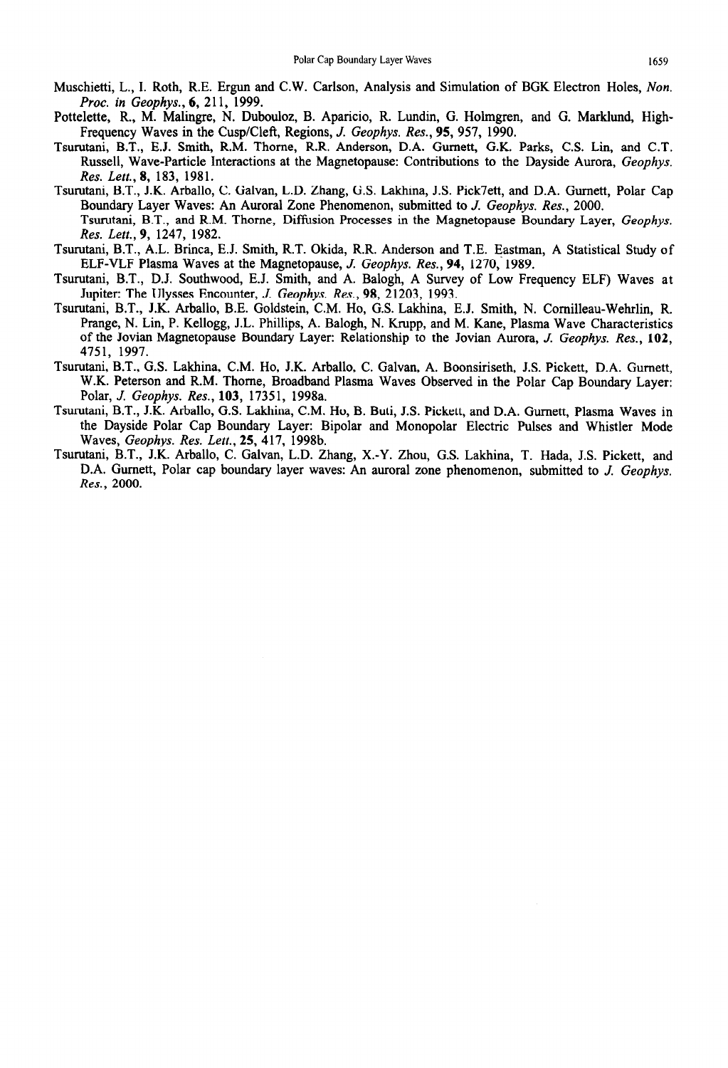Muschietti, L., I. Roth, R.E. Ergun and C.W. Carlson, Analysis and Simulation of BGK Electron Holes, *Non. Proc. in Geophys.*, **6**, 211, 1999.

Pottelette, R., M. Malingre, N. Dubouloz, B. Aparicio, R. Lundin, G. Holmgren, and G. Marklund, High-Frequency Waves in the Cusp/Cleft, Regions, *J. Geophys. Res.*, **95**, 957, 1990.

Tsurutani, B.T., E.J. Smith, R.M. Thorne, R.R. Anderson, D.A. Gurnett, G.K. Parks, C.S. Lin, and C.T. Russell, Wave-Particle Interactions at the Magnetopause: Contributions to the Dayside Aurora, *Geophys. Res. Lett.*, **8**, 183, 1981.

Tsurutani, B.T., J.K. Arballo, C. Galvan, L.D. Zhang, G.S. Lakhina, J.S. Pick7ett, and D.A. Gurnett, Polar Cap Boundary Layer Waves: An Auroral Zone Phenomenon, submitted to *J. Geophys. Res.*, 2000.

Tsurutani, B.T., and R.M. Thorne, Diffusion Processes in the Magnetopause Boundary Layer, *Geophys. Res. Lett.*, **9**, 1247, 1982.

Tsurutani, B.T., A.L. Brinca, E.J. Smith, R.T. Okida, R.R. Anderson and T.E. Eastman, A Statistical Study of ELF-VLF Plasma Waves at the Magnetopause, *J. Geophys. Res.*, **94**, 1270, 1989.

Tsurutani, B.T., D.J. Southwood, E.J. Smith, and A. Balogh, A Survey of Low Frequency ELF) Waves at Jupiter: The Ulysses Encounter, *J. Geophys. Res.*, **98**, 21203, 1993.

Tsurutani, B.T., J.K. Arballo, B.E. Goldstein, C.M. Ho, G.S. Lakhina, E.J. Smith, N. Cornilleau-Wehrlin, R. Prange, N. Lin, P. Kellogg, J.L. Phillips, A. Balogh, N. Krupp, and M. Kane, Plasma Wave Characteristics of the Jovian Magnetopause Boundary Layer: Relationship to the Jovian Aurora, *J. Geophys. Res.*, **102**, 4751, 1997.

Tsurutani, B.T., G.S. Lakhina, C.M. Ho, J.K. Arballo, C. Galvan, A. Boonsiriseth, J.S. Pickett, D.A. Gurnett, W.K. Peterson and R.M. Thorne, Broadband Plasma Waves Observed in the Polar Cap Boundary Layer: Polar, *J. Geophys. Res.*, **103**, 17351, 1998a.

Tsurutani, B.T., J.K. Arballo, G.S. Lakhina, C.M. Ho, B. Buti, J.S. Pickett, and D.A. Gurnett, Plasma Waves in the Dayside Polar Cap Boundary Layer: Bipolar and Monopolar Electric Pulses and Whistler Mode Waves, *Geophys. Res. Lett.*, **25**, 417, 1998b.

Tsurutani, B.T., J.K. Arballo, C. Galvan, L.D. Zhang, X.-Y. Zhou, G.S. Lakhina, T. Hada, J.S. Pickett, and D.A. Gurnett, Polar cap boundary layer waves: An auroral zone phenomenon, submitted to *J. Geophys. Res.*, 2000.